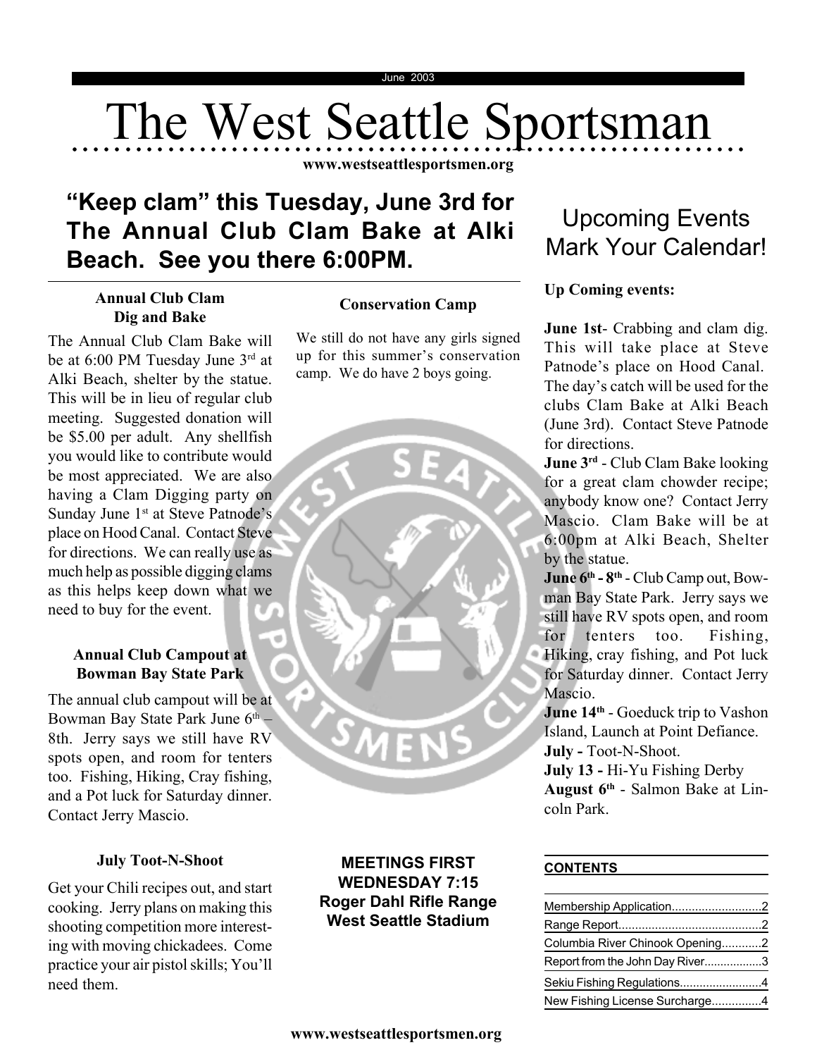June 2003

# The West Seattle Sportsman

www.westseattlesportsmen.org

## "Keep clam" this Tuesday, June 3rd for The Annual Club Clam Bake at Alki Beach. See you there 6:00PM.

### Annual Club Clam Dig and Bake

The Annual Club Clam Bake will be at 6:00 PM Tuesday June 3rd at Alki Beach, shelter by the statue. This will be in lieu of regular club meeting. Suggested donation will be $5.00 per adult. Any shellfish you would like to contribute would be most appreciated. We are also having a Clam Digging party on Sunday June 1st at Steve Patnode's place on Hood Canal. Contact Steve for directions. We can really use as much help as possible digging clams as this helps keep down what we need to buy for the event.

### Annual Club Campout at Bowman Bay State Park

The annual club campout will be at Bowman Bay State Park June 6th – 8th. Jerry says we still have RV spots open, and room for tenters too. Fishing, Hiking, Cray fishing, and a Pot luck for Saturday dinner. Contact Jerry Mascio.

### July Toot-N-Shoot

Get your Chili recipes out, and start cooking. Jerry plans on making this shooting competition more interesting with moving chickadees. Come practice your air pistol skills; You'll need them.

### Conservation Camp

We still do not have any girls signed up for this summer's conservation camp. We do have 2 boys going.

**MEETINGS FIRST WEDNESDAY 7:15**
**Roger Dahl Rifle Range**
**West Seattle Stadium**

## Upcoming Events Mark Your Calendar!

**Up Coming events:**

**June 1st**- Crabbing and clam dig. This will take place at Steve Patnode's place on Hood Canal. The day's catch will be used for the clubs Clam Bake at Alki Beach (June 3rd). Contact Steve Patnode for directions.

**June 3rd** - Club Clam Bake looking for a great clam chowder recipe; anybody know one? Contact Jerry Mascio. Clam Bake will be at 6:00pm at Alki Beach, Shelter by the statue.

**June 6th - 8th** - Club Camp out, Bowman Bay State Park. Jerry says we still have RV spots open, and room for tenters too. Fishing, Hiking, cray fishing, and Pot luck for Saturday dinner. Contact Jerry Mascio.

**June 14th** - Goeduck trip to Vashon Island, Launch at Point Defiance.

**July -** Toot-N-Shoot.

**July 13 -** Hi-Yu Fishing Derby

**August 6th** - Salmon Bake at Lincoln Park.

**CONTENTS**

| | |
|---|---|
| Membership Application | 2 |
| Range Report | 2 |
| Columbia River Chinook Opening | 2 |
| Report from the John Day River | 3 |
| Sekiu Fishing Regulations | 4 |
| New Fishing License Surcharge | 4 |

www.westseattlesportsmen.org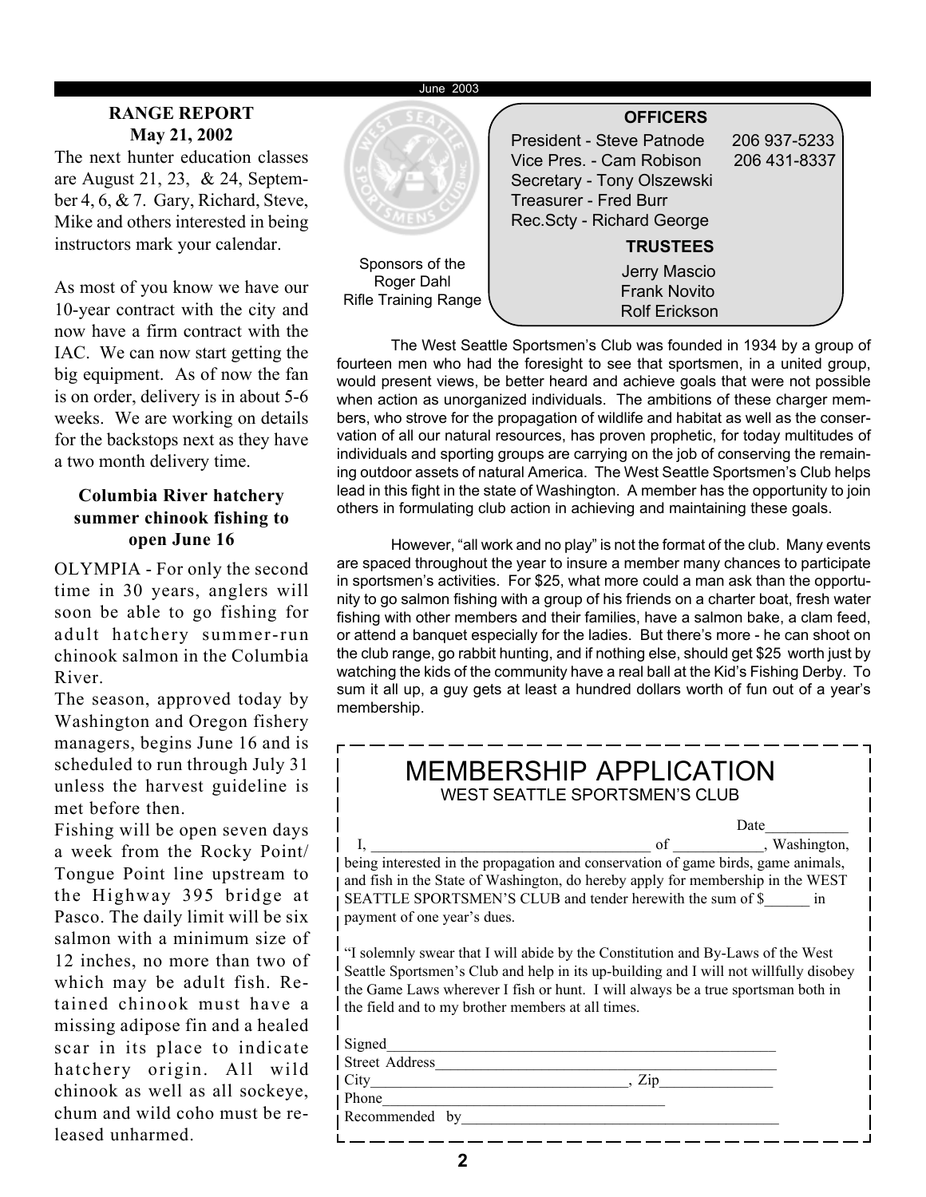## RANGE REPORT
### May 21, 2002

The next hunter education classes are August 21, 23, & 24, September 4, 6, & 7. Gary, Richard, Steve, Mike and others interested in being instructors mark your calendar.

As most of you know we have our 10-year contract with the city and now have a firm contract with the IAC. We can now start getting the big equipment. As of now the fan is on order, delivery is in about 5-6 weeks. We are working on details for the backstops next as they have a two month delivery time.

### Columbia River hatchery summer chinook fishing to open June 16

OLYMPIA - For only the second time in 30 years, anglers will soon be able to go fishing for adult hatchery summer-run chinook salmon in the Columbia River.

The season, approved today by Washington and Oregon fishery managers, begins June 16 and is scheduled to run through July 31 unless the harvest guideline is met before then.

Fishing will be open seven days a week from the Rocky Point/ Tongue Point line upstream to the Highway 395 bridge at Pasco. The daily limit will be six salmon with a minimum size of 12 inches, no more than two of which may be adult fish. Retained chinook must have a missing adipose fin and a healed scar in its place to indicate hatchery origin. All wild chinook as well as all sockeye, chum and wild coho must be released unharmed.

Sponsors of the Roger Dahl Rifle Training Range

**OFFICERS**

President - Steve Patnode 206 937-5233
Vice Pres. - Cam Robison 206 431-8337
Secretary - Tony Olszewski
Treasurer - Fred Burr
Rec.Scty - Richard George

**TRUSTEES**

Jerry Mascio
Frank Novito
Rolf Erickson

The West Seattle Sportsmen's Club was founded in 1934 by a group of fourteen men who had the foresight to see that sportsmen, in a united group, would present views, be better heard and achieve goals that were not possible when action as unorganized individuals. The ambitions of these charger members, who strove for the propagation of wildlife and habitat as well as the conservation of all our natural resources, has proven prophetic, for today multitudes of individuals and sporting groups are carrying on the job of conserving the remaining outdoor assets of natural America. The West Seattle Sportsmen's Club helps lead in this fight in the state of Washington. A member has the opportunity to join others in formulating club action in achieving and maintaining these goals.

However, "all work and no play" is not the format of the club. Many events are spaced throughout the year to insure a member many chances to participate in sportsmen's activities. For $25, what more could a man ask than the opportunity to go salmon fishing with a group of his friends on a charter boat, fresh water fishing with other members and their families, have a salmon bake, a clam feed, or attend a banquet especially for the ladies. But there's more - he can shoot on the club range, go rabbit hunting, and if nothing else, should get $25 worth just by watching the kids of the community have a real ball at the Kid's Fishing Derby. To sum it all up, a guy gets at least a hundred dollars worth of fun out of a year's membership.

## MEMBERSHIP APPLICATION
### WEST SEATTLE SPORTSMEN'S CLUB

Date___________

I, ____________________________________ of ___________, Washington, being interested in the propagation and conservation of game birds, game animals, and fish in the State of Washington, do hereby apply for membership in the WEST SEATTLE SPORTSMEN'S CLUB and tender herewith the sum of $______ in payment of one year's dues.

"I solemnly swear that I will abide by the Constitution and By-Laws of the West Seattle Sportsmen's Club and help in its up-building and I will not willfully disobey the Game Laws wherever I fish or hunt. I will always be a true sportsman both in the field and to my brother members at all times.

Signed_____________________________________________

Street Address______________________________________

City________________________________, Zip______________

Phone______________________________________

Recommended by_____________________________________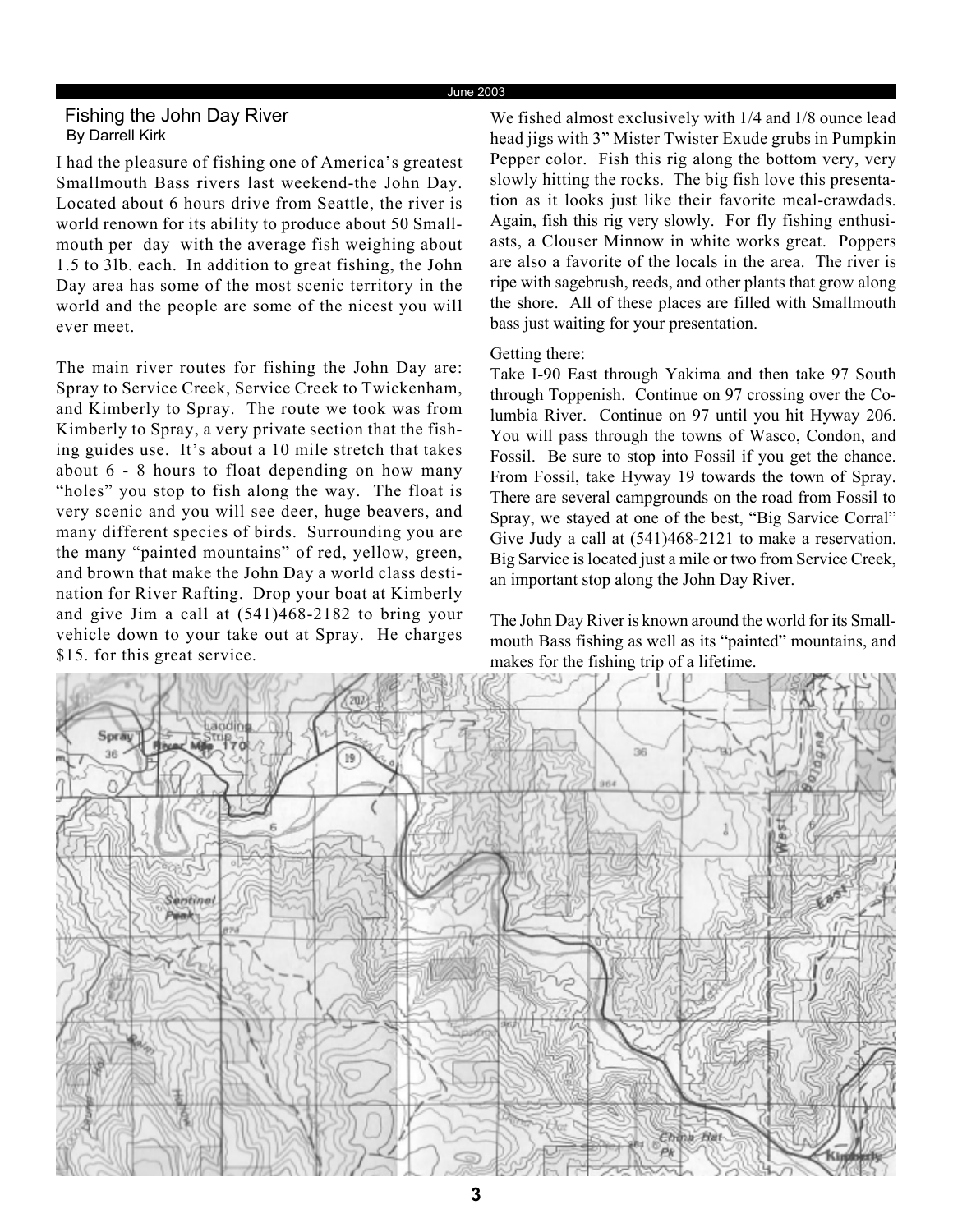## Fishing the John Day River

By Darrell Kirk

I had the pleasure of fishing one of America's greatest Smallmouth Bass rivers last weekend-the John Day. Located about 6 hours drive from Seattle, the river is world renown for its ability to produce about 50 Smallmouth per day with the average fish weighing about 1.5 to 3lb. each. In addition to great fishing, the John Day area has some of the most scenic territory in the world and the people are some of the nicest you will ever meet.

The main river routes for fishing the John Day are: Spray to Service Creek, Service Creek to Twickenham, and Kimberly to Spray. The route we took was from Kimberly to Spray, a very private section that the fishing guides use. It's about a 10 mile stretch that takes about 6 - 8 hours to float depending on how many "holes" you stop to fish along the way. The float is very scenic and you will see deer, huge beavers, and many different species of birds. Surrounding you are the many "painted mountains" of red, yellow, green, and brown that make the John Day a world class destination for River Rafting. Drop your boat at Kimberly and give Jim a call at (541)468-2182 to bring your vehicle down to your take out at Spray. He charges $15. for this great service.

We fished almost exclusively with 1/4 and 1/8 ounce lead head jigs with 3" Mister Twister Exude grubs in Pumpkin Pepper color. Fish this rig along the bottom very, very slowly hitting the rocks. The big fish love this presentation as it looks just like their favorite meal-crawdads. Again, fish this rig very slowly. For fly fishing enthusiasts, a Clouser Minnow in white works great. Poppers are also a favorite of the locals in the area. The river is ripe with sagebrush, reeds, and other plants that grow along the shore. All of these places are filled with Smallmouth bass just waiting for your presentation.

Getting there:
Take I-90 East through Yakima and then take 97 South through Toppenish. Continue on 97 crossing over the Columbia River. Continue on 97 until you hit Hyway 206. You will pass through the towns of Wasco, Condon, and Fossil. Be sure to stop into Fossil if you get the chance. From Fossil, take Hyway 19 towards the town of Spray. There are several campgrounds on the road from Fossil to Spray, we stayed at one of the best, "Big Service Corral" Give Judy a call at (541)468-2121 to make a reservation. Big Sarvice is located just a mile or two from Service Creek, an important stop along the John Day River.

The John Day River is known around the world for its Smallmouth Bass fishing as well as its "painted" mountains, and makes for the fishing trip of a lifetime.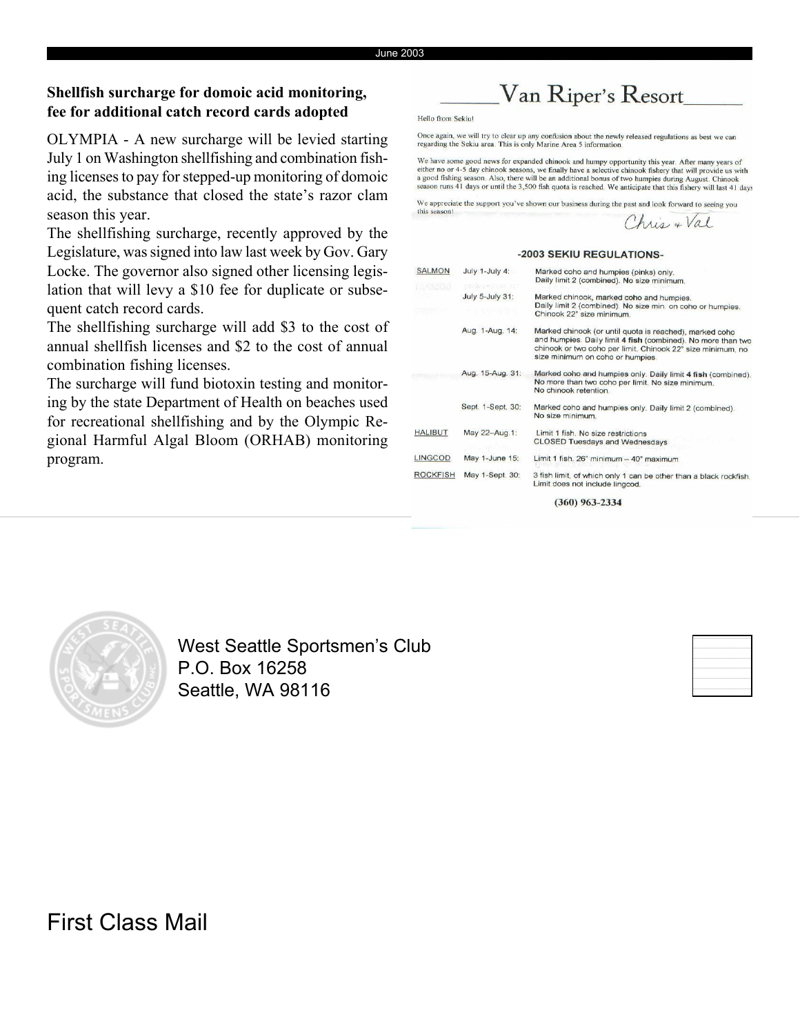## Shellfish surcharge for domoic acid monitoring, fee for additional catch record cards adopted

OLYMPIA - A new surcharge will be levied starting July 1 on Washington shellfishing and combination fishing licenses to pay for stepped-up monitoring of domoic acid, the substance that closed the state's razor clam season this year.

The shellfishing surcharge, recently approved by the Legislature, was signed into law last week by Gov. Gary Locke. The governor also signed other licensing legislation that will levy a $10 fee for duplicate or subsequent catch record cards.

The shellfishing surcharge will add $3 to the cost of annual shellfish licenses and $2 to the cost of annual combination fishing licenses.

The surcharge will fund biotoxin testing and monitoring by the state Department of Health on beaches used for recreational shellfishing and by the Olympic Regional Harmful Algal Bloom (ORHAB) monitoring program.

## Van Riper's Resort

Hello from Sekiu!

Once again, we will try to clear up any confusion about the newly released regulations as best we can regarding the Sekiu area. This is only Marine Area 5 information.

We have some good news for expanded chinook and humpy opportunity this year. After many years of either no or 4-5 day chinook seasons, we finally have a selective chinook fishery that will provide us with a good fishing season. Also, there will be an additional bonus of two humpies during August. Chinook season runs 41 days or until the 3,500 fish quota is reached. We anticipate that this fishery will last 41 days

We appreciate the support you've shown our business during the past and look forward to seeing you this season!

Chris + Val

### -2003 SEKIU REGULATIONS-

| | | |
|---|---|---|
| SALMON | July 1-July 4: | Marked coho and humpies (pinks) only. Daily limit 2 (combined). No size minimum. |
| | July 5-July 31: | Marked chinook, marked coho and humpies. Daily limit 2 (combined). No size min. on coho or humpies. Chinook 22" size minimum. |
| | Aug. 1-Aug. 14: | Marked chinook (or until quota is reached), marked coho and humpies. Daily limit **4 fish** (combined). No more than two chinook or two coho per limit. Chinook 22" size minimum, no size minimum on coho or humpies. |
| | Aug. 15-Aug. 31: | Marked coho and humpies only. Daily limit **4 fish** (combined). No more than two coho per limit. No size minimum. No chinook retention. |
| | Sept. 1-Sept. 30: | Marked coho and humpies only. Daily limit 2 (combined). No size minimum. |
| HALIBUT | May 22–Aug.1: | Limit 1 fish. No size restrictions. CLOSED Tuesdays and Wednesdays |
| LINGCOD | May 1-June 15: | Limit 1 fish. 26" minimum – 40" maximum |
| ROCKFISH | May 1-Sept. 30: | 3 fish limit, of which only 1 can be other than a black rockfish. Limit does not include lingcod. |

(360) 963-2334

West Seattle Sportsmen's Club
P.O. Box 16258
Seattle, WA 98116

First Class Mail